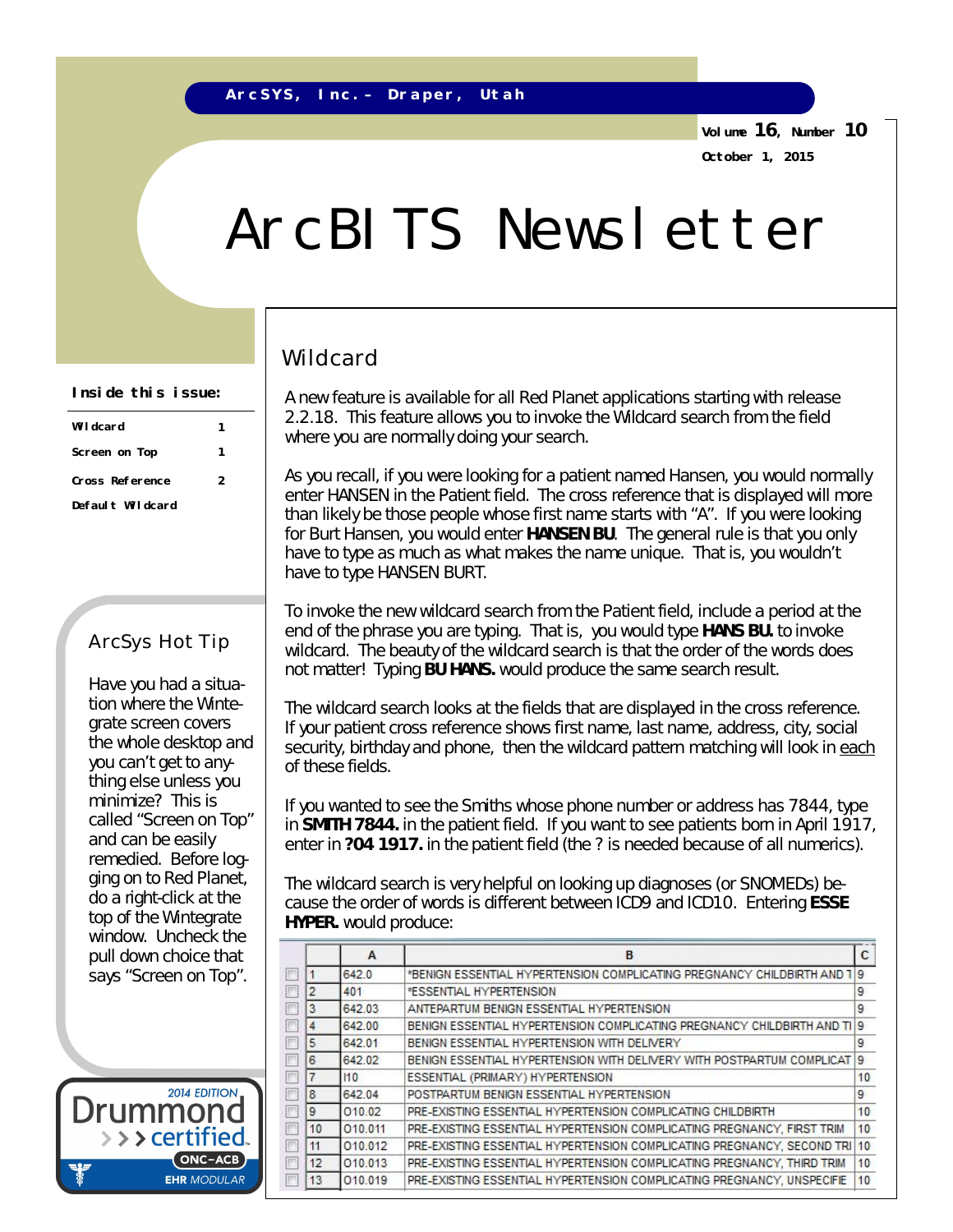ArcSYS, Inc. – Draper, Utah

Volume 16, Number 10

October 1, 2015

# ArcBITS Newsletter

**Inside this issue:**

| | |
|---|---|
| Wildcard | 1 |
| Screen on Top | 1 |
| Cross Reference | 2 |
| Default Wildcard | |

## ArcSys Hot Tip

Have you had a situation where the Wintegrate screen covers the whole desktop and you can't get to anything else unless you minimize? This is called "Screen on Top" and can be easily remedied. Before logging on to Red Planet, do a right-click at the top of the Wintegrate window. Uncheck the pull down choice that says "Screen on Top".

2014 EDITION Drummond certified ONC-ACB EHR MODULAR

## Wildcard

A new feature is available for all Red Planet applications starting with release 2.2.18. This feature allows you to invoke the Wildcard search from the field where you are normally doing your search.

As you recall, if you were looking for a patient named Hansen, you would normally enter HANSEN in the Patient field. The cross reference that is displayed will more than likely be those people whose first name starts with "A". If you were looking for Burt Hansen, you would enter **HANSEN BU**. The general rule is that you only have to type as much as what makes the name unique. That is, you wouldn't have to type HANSEN BURT.

To invoke the new wildcard search from the Patient field, include a period at the end of the phrase you are typing. That is, you would type **HANS BU.** to invoke wildcard. The beauty of the wildcard search is that the order of the words does not matter! Typing **BU HANS.** would produce the same search result.

The wildcard search looks at the fields that are displayed in the cross reference. If your patient cross reference shows first name, last name, address, city, social security, birthday and phone, then the wildcard pattern matching will look in each of these fields.

If you wanted to see the Smiths whose phone number or address has 7844, type in **SMITH 7844.** in the patient field. If you want to see patients born in April 1917, enter in **?04 1917.** in the patient field (the ? is needed because of all numerics).

The wildcard search is very helpful on looking up diagnoses (or SNOMEDs) because the order of words is different between ICD9 and ICD10. Entering **ESSE HYPER.** would produce:

| | | A | B | C |
|---|---|---|---|---|
| ☐ | 1 | 642.0 | *BENIGN ESSENTIAL HYPERTENSION COMPLICATING PREGNANCY CHILDBIRTH AND T | 9 |
| ☐ | 2 | 401 | *ESSENTIAL HYPERTENSION | 9 |
| ☐ | 3 | 642.03 | ANTEPARTUM BENIGN ESSENTIAL HYPERTENSION | 9 |
| ☐ | 4 | 642.00 | BENIGN ESSENTIAL HYPERTENSION COMPLICATING PREGNANCY CHILDBIRTH AND TI | 9 |
| ☐ | 5 | 642.01 | BENIGN ESSENTIAL HYPERTENSION WITH DELIVERY | 9 |
| ☐ | 6 | 642.02 | BENIGN ESSENTIAL HYPERTENSION WITH DELIVERY WITH POSTPARTUM COMPLICAT | 9 |
| ☐ | 7 | I10 | ESSENTIAL (PRIMARY) HYPERTENSION | 10 |
| ☐ | 8 | 642.04 | POSTPARTUM BENIGN ESSENTIAL HYPERTENSION | 9 |
| ☐ | 9 | O10.02 | PRE-EXISTING ESSENTIAL HYPERTENSION COMPLICATING CHILDBIRTH | 10 |
| ☐ | 10 | O10.011 | PRE-EXISTING ESSENTIAL HYPERTENSION COMPLICATING PREGNANCY, FIRST TRIM | 10 |
| ☐ | 11 | O10.012 | PRE-EXISTING ESSENTIAL HYPERTENSION COMPLICATING PREGNANCY, SECOND TRI | 10 |
| ☐ | 12 | O10.013 | PRE-EXISTING ESSENTIAL HYPERTENSION COMPLICATING PREGNANCY, THIRD TRIM | 10 |
| ☐ | 13 | O10.019 | PRE-EXISTING ESSENTIAL HYPERTENSION COMPLICATING PREGNANCY, UNSPECIFIE | 10 |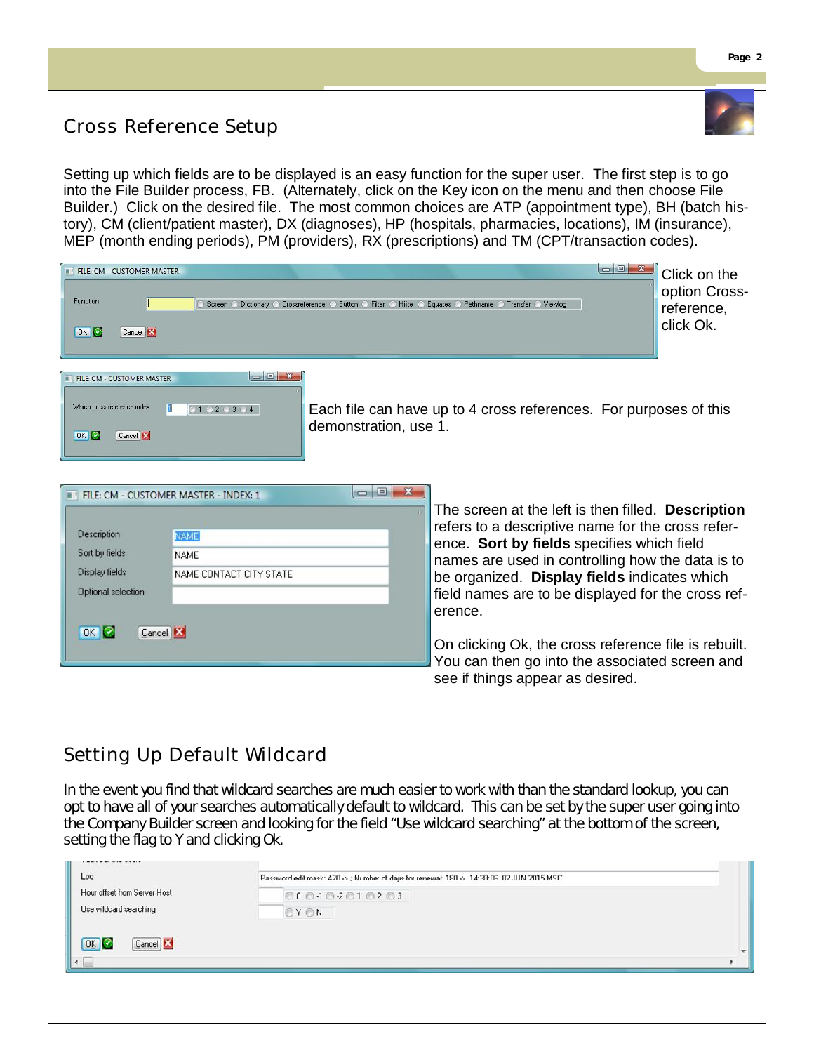## Cross Reference Setup

Setting up which fields are to be displayed is an easy function for the super user. The first step is to go into the File Builder process, FB. (Alternately, click on the Key icon on the menu and then choose File Builder.) Click on the desired file. The most common choices are ATP (appointment type), BH (batch history), CM (client/patient master), DX (diagnoses), HP (hospitals, pharmacies, locations), IM (insurance), MEP (month ending periods), PM (providers), RX (prescriptions) and TM (CPT/transaction codes).

Click on the option Cross-reference, click Ok.

Each file can have up to 4 cross references. For purposes of this demonstration, use 1.

The screen at the left is then filled. **Description** refers to a descriptive name for the cross reference. **Sort by fields** specifies which field names are used in controlling how the data is to be organized. **Display fields** indicates which field names are to be displayed for the cross reference.

On clicking Ok, the cross reference file is rebuilt. You can then go into the associated screen and see if things appear as desired.

## Setting Up Default Wildcard

In the event you find that wildcard searches are much easier to work with than the standard lookup, you can opt to have all of your searches automatically default to wildcard. This can be set by the super user going into the Company Builder screen and looking for the field "Use wildcard searching" at the bottom of the screen, setting the flag to Y and clicking Ok.